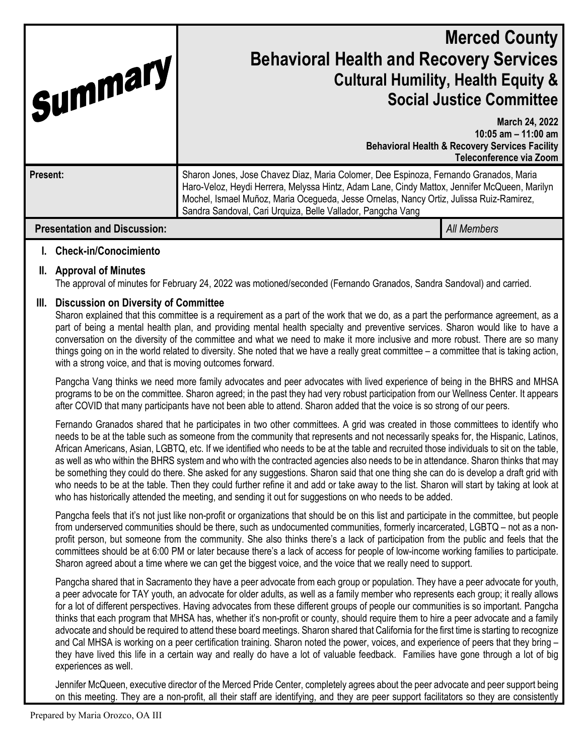# Summary

# Merced County
## Behavioral Health and Recovery Services
### Cultural Humility, Health Equity & Social Justice Committee

**March 24, 2022**
**10:05 am – 11:00 am**
**Behavioral Health & Recovery Services Facility**
**Teleconference via Zoom**

| | |
|---|---|
| **Present:** | Sharon Jones, Jose Chavez Diaz, Maria Colomer, Dee Espinoza, Fernando Granados, Maria Haro-Veloz, Heydi Herrera, Melyssa Hintz, Adam Lane, Cindy Mattox, Jennifer McQueen, Marilyn Mochel, Ismael Muñoz, Maria Ocegueda, Jesse Ornelas, Nancy Ortiz, Julissa Ruiz-Ramirez, Sandra Sandoval, Cari Urquiza, Belle Vallador, Pangcha Vang |

| **Presentation and Discussion:** | *All Members* |
|---|---|

## I. Check-in/Conocimiento

## II. Approval of Minutes

The approval of minutes for February 24, 2022 was motioned/seconded (Fernando Granados, Sandra Sandoval) and carried.

## III. Discussion on Diversity of Committee

Sharon explained that this committee is a requirement as a part of the work that we do, as a part the performance agreement, as a part of being a mental health plan, and providing mental health specialty and preventive services. Sharon would like to have a conversation on the diversity of the committee and what we need to make it more inclusive and more robust. There are so many things going on in the world related to diversity. She noted that we have a really great committee – a committee that is taking action, with a strong voice, and that is moving outcomes forward.

Pangcha Vang thinks we need more family advocates and peer advocates with lived experience of being in the BHRS and MHSA programs to be on the committee. Sharon agreed; in the past they had very robust participation from our Wellness Center. It appears after COVID that many participants have not been able to attend. Sharon added that the voice is so strong of our peers.

Fernando Granados shared that he participates in two other committees. A grid was created in those committees to identify who needs to be at the table such as someone from the community that represents and not necessarily speaks for, the Hispanic, Latinos, African Americans, Asian, LGBTQ, etc. If we identified who needs to be at the table and recruited those individuals to sit on the table, as well as who within the BHRS system and who with the contracted agencies also needs to be in attendance. Sharon thinks that may be something they could do there. She asked for any suggestions. Sharon said that one thing she can do is develop a draft grid with who needs to be at the table. Then they could further refine it and add or take away to the list. Sharon will start by taking at look at who has historically attended the meeting, and sending it out for suggestions on who needs to be added.

Pangcha feels that it's not just like non-profit or organizations that should be on this list and participate in the committee, but people from underserved communities should be there, such as undocumented communities, formerly incarcerated, LGBTQ – not as a non-profit person, but someone from the community. She also thinks there's a lack of participation from the public and feels that the committees should be at 6:00 PM or later because there's a lack of access for people of low-income working families to participate. Sharon agreed about a time where we can get the biggest voice, and the voice that we really need to support.

Pangcha shared that in Sacramento they have a peer advocate from each group or population. They have a peer advocate for youth, a peer advocate for TAY youth, an advocate for older adults, as well as a family member who represents each group; it really allows for a lot of different perspectives. Having advocates from these different groups of people our communities is so important. Pangcha thinks that each program that MHSA has, whether it's non-profit or county, should require them to hire a peer advocate and a family advocate and should be required to attend these board meetings. Sharon shared that California for the first time is starting to recognize and Cal MHSA is working on a peer certification training. Sharon noted the power, voices, and experience of peers that they bring – they have lived this life in a certain way and really do have a lot of valuable feedback. Families have gone through a lot of big experiences as well.

Jennifer McQueen, executive director of the Merced Pride Center, completely agrees about the peer advocate and peer support being on this meeting. They are a non-profit, all their staff are identifying, and they are peer support facilitators so they are consistently

Prepared by Maria Orozco, OA III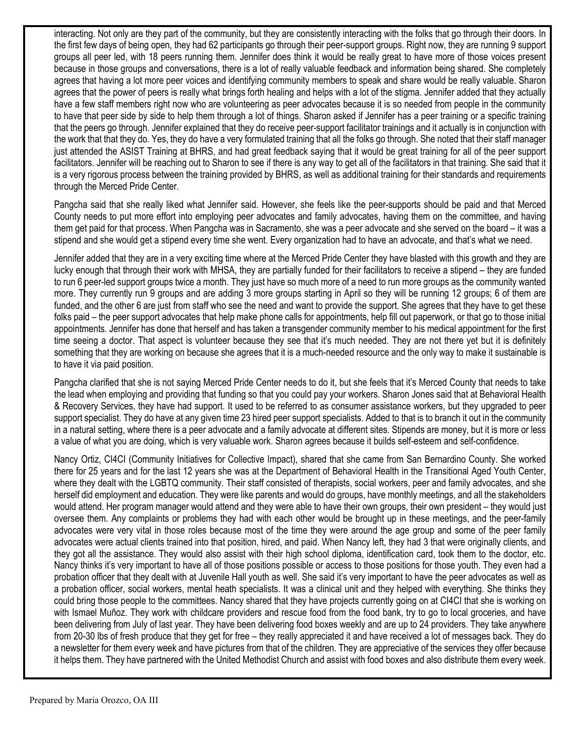interacting. Not only are they part of the community, but they are consistently interacting with the folks that go through their doors. In the first few days of being open, they had 62 participants go through their peer-support groups. Right now, they are running 9 support groups all peer led, with 18 peers running them. Jennifer does think it would be really great to have more of those voices present because in those groups and conversations, there is a lot of really valuable feedback and information being shared. She completely agrees that having a lot more peer voices and identifying community members to speak and share would be really valuable. Sharon agrees that the power of peers is really what brings forth healing and helps with a lot of the stigma. Jennifer added that they actually have a few staff members right now who are volunteering as peer advocates because it is so needed from people in the community to have that peer side by side to help them through a lot of things. Sharon asked if Jennifer has a peer training or a specific training that the peers go through. Jennifer explained that they do receive peer-support facilitator trainings and it actually is in conjunction with the work that that they do. Yes, they do have a very formulated training that all the folks go through. She noted that their staff manager just attended the ASIST Training at BHRS, and had great feedback saying that it would be great training for all of the peer support facilitators. Jennifer will be reaching out to Sharon to see if there is any way to get all of the facilitators in that training. She said that it is a very rigorous process between the training provided by BHRS, as well as additional training for their standards and requirements through the Merced Pride Center.

Pangcha said that she really liked what Jennifer said. However, she feels like the peer-supports should be paid and that Merced County needs to put more effort into employing peer advocates and family advocates, having them on the committee, and having them get paid for that process. When Pangcha was in Sacramento, she was a peer advocate and she served on the board – it was a stipend and she would get a stipend every time she went. Every organization had to have an advocate, and that's what we need.

Jennifer added that they are in a very exciting time where at the Merced Pride Center they have blasted with this growth and they are lucky enough that through their work with MHSA, they are partially funded for their facilitators to receive a stipend – they are funded to run 6 peer-led support groups twice a month. They just have so much more of a need to run more groups as the community wanted more. They currently run 9 groups and are adding 3 more groups starting in April so they will be running 12 groups; 6 of them are funded, and the other 6 are just from staff who see the need and want to provide the support. She agrees that they have to get these folks paid – the peer support advocates that help make phone calls for appointments, help fill out paperwork, or that go to those initial appointments. Jennifer has done that herself and has taken a transgender community member to his medical appointment for the first time seeing a doctor. That aspect is volunteer because they see that it's much needed. They are not there yet but it is definitely something that they are working on because she agrees that it is a much-needed resource and the only way to make it sustainable is to have it via paid position.

Pangcha clarified that she is not saying Merced Pride Center needs to do it, but she feels that it's Merced County that needs to take the lead when employing and providing that funding so that you could pay your workers. Sharon Jones said that at Behavioral Health & Recovery Services, they have had support. It used to be referred to as consumer assistance workers, but they upgraded to peer support specialist. They do have at any given time 23 hired peer support specialists. Added to that is to branch it out in the community in a natural setting, where there is a peer advocate and a family advocate at different sites. Stipends are money, but it is more or less a value of what you are doing, which is very valuable work. Sharon agrees because it builds self-esteem and self-confidence.

Nancy Ortiz, CI4CI (Community Initiatives for Collective Impact), shared that she came from San Bernardino County. She worked there for 25 years and for the last 12 years she was at the Department of Behavioral Health in the Transitional Aged Youth Center, where they dealt with the LGBTQ community. Their staff consisted of therapists, social workers, peer and family advocates, and she herself did employment and education. They were like parents and would do groups, have monthly meetings, and all the stakeholders would attend. Her program manager would attend and they were able to have their own groups, their own president – they would just oversee them. Any complaints or problems they had with each other would be brought up in these meetings, and the peer-family advocates were very vital in those roles because most of the time they were around the age group and some of the peer family advocates were actual clients trained into that position, hired, and paid. When Nancy left, they had 3 that were originally clients, and they got all the assistance. They would also assist with their high school diploma, identification card, took them to the doctor, etc. Nancy thinks it's very important to have all of those positions possible or access to those positions for those youth. They even had a probation officer that they dealt with at Juvenile Hall youth as well. She said it's very important to have the peer advocates as well as a probation officer, social workers, mental heath specialists. It was a clinical unit and they helped with everything. She thinks they could bring those people to the committees. Nancy shared that they have projects currently going on at CI4CI that she is working on with Ismael Muñoz. They work with childcare providers and rescue food from the food bank, try to go to local groceries, and have been delivering from July of last year. They have been delivering food boxes weekly and are up to 24 providers. They take anywhere from 20-30 lbs of fresh produce that they get for free – they really appreciated it and have received a lot of messages back. They do a newsletter for them every week and have pictures from that of the children. They are appreciative of the services they offer because it helps them. They have partnered with the United Methodist Church and assist with food boxes and also distribute them every week.

Prepared by Maria Orozco, OA III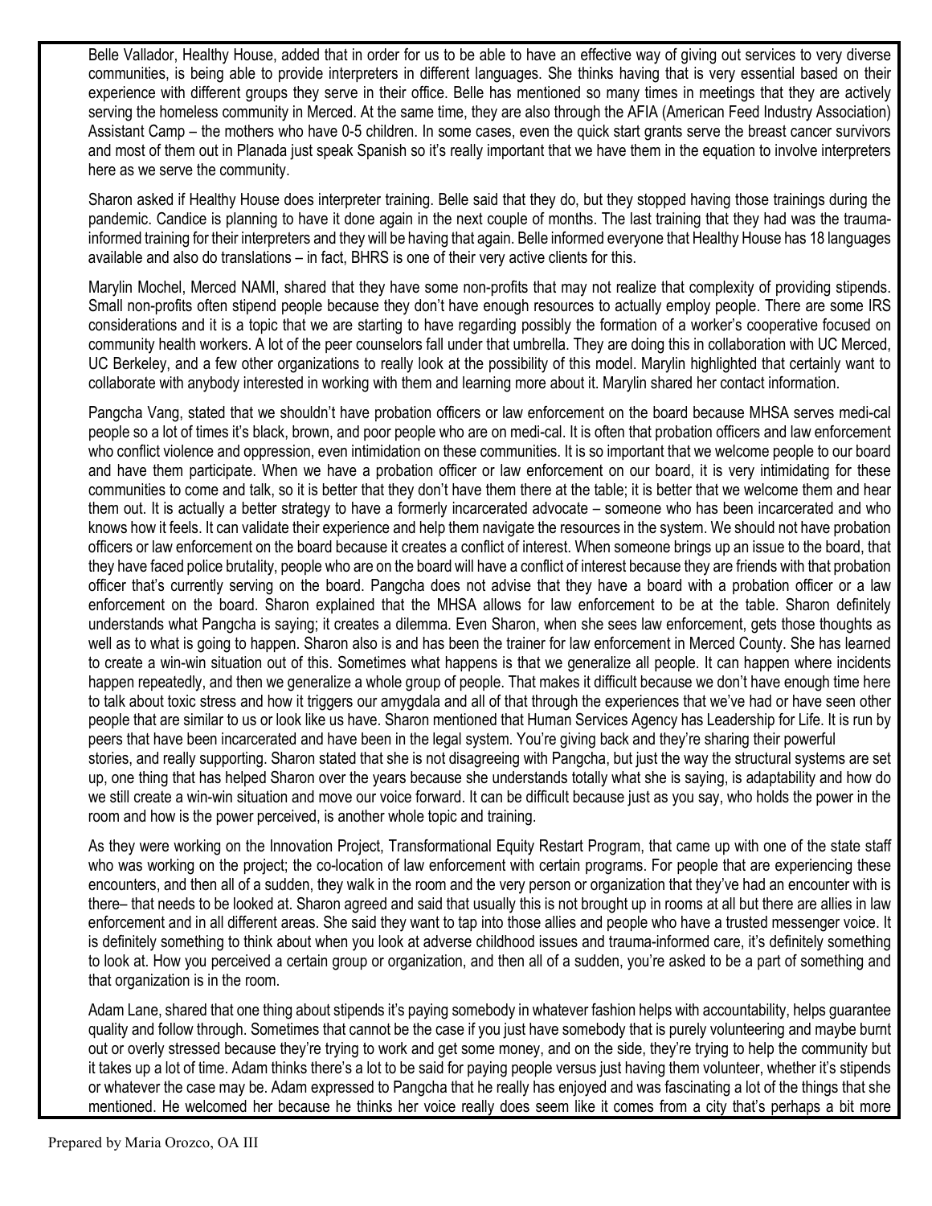Belle Vallador, Healthy House, added that in order for us to be able to have an effective way of giving out services to very diverse communities, is being able to provide interpreters in different languages. She thinks having that is very essential based on their experience with different groups they serve in their office. Belle has mentioned so many times in meetings that they are actively serving the homeless community in Merced. At the same time, they are also through the AFIA (American Feed Industry Association) Assistant Camp – the mothers who have 0-5 children. In some cases, even the quick start grants serve the breast cancer survivors and most of them out in Planada just speak Spanish so it's really important that we have them in the equation to involve interpreters here as we serve the community.

Sharon asked if Healthy House does interpreter training. Belle said that they do, but they stopped having those trainings during the pandemic. Candice is planning to have it done again in the next couple of months. The last training that they had was the trauma-informed training for their interpreters and they will be having that again. Belle informed everyone that Healthy House has 18 languages available and also do translations – in fact, BHRS is one of their very active clients for this.

Marylin Mochel, Merced NAMI, shared that they have some non-profits that may not realize that complexity of providing stipends. Small non-profits often stipend people because they don't have enough resources to actually employ people. There are some IRS considerations and it is a topic that we are starting to have regarding possibly the formation of a worker's cooperative focused on community health workers. A lot of the peer counselors fall under that umbrella. They are doing this in collaboration with UC Merced, UC Berkeley, and a few other organizations to really look at the possibility of this model. Marylin highlighted that certainly want to collaborate with anybody interested in working with them and learning more about it. Marylin shared her contact information.

Pangcha Vang, stated that we shouldn't have probation officers or law enforcement on the board because MHSA serves medi-cal people so a lot of times it's black, brown, and poor people who are on medi-cal. It is often that probation officers and law enforcement who conflict violence and oppression, even intimidation on these communities. It is so important that we welcome people to our board and have them participate. When we have a probation officer or law enforcement on our board, it is very intimidating for these communities to come and talk, so it is better that they don't have them there at the table; it is better that we welcome them and hear them out. It is actually a better strategy to have a formerly incarcerated advocate – someone who has been incarcerated and who knows how it feels. It can validate their experience and help them navigate the resources in the system. We should not have probation officers or law enforcement on the board because it creates a conflict of interest. When someone brings up an issue to the board, that they have faced police brutality, people who are on the board will have a conflict of interest because they are friends with that probation officer that's currently serving on the board. Pangcha does not advise that they have a board with a probation officer or a law enforcement on the board. Sharon explained that the MHSA allows for law enforcement to be at the table. Sharon definitely understands what Pangcha is saying; it creates a dilemma. Even Sharon, when she sees law enforcement, gets those thoughts as well as to what is going to happen. Sharon also is and has been the trainer for law enforcement in Merced County. She has learned to create a win-win situation out of this. Sometimes what happens is that we generalize all people. It can happen where incidents happen repeatedly, and then we generalize a whole group of people. That makes it difficult because we don't have enough time here to talk about toxic stress and how it triggers our amygdala and all of that through the experiences that we've had or have seen other people that are similar to us or look like us have. Sharon mentioned that Human Services Agency has Leadership for Life. It is run by peers that have been incarcerated and have been in the legal system. You're giving back and they're sharing their powerful stories, and really supporting. Sharon stated that she is not disagreeing with Pangcha, but just the way the structural systems are set up, one thing that has helped Sharon over the years because she understands totally what she is saying, is adaptability and how do we still create a win-win situation and move our voice forward. It can be difficult because just as you say, who holds the power in the room and how is the power perceived, is another whole topic and training.

As they were working on the Innovation Project, Transformational Equity Restart Program, that came up with one of the state staff who was working on the project; the co-location of law enforcement with certain programs. For people that are experiencing these encounters, and then all of a sudden, they walk in the room and the very person or organization that they've had an encounter with is there– that needs to be looked at. Sharon agreed and said that usually this is not brought up in rooms at all but there are allies in law enforcement and in all different areas. She said they want to tap into those allies and people who have a trusted messenger voice. It is definitely something to think about when you look at adverse childhood issues and trauma-informed care, it's definitely something to look at. How you perceived a certain group or organization, and then all of a sudden, you're asked to be a part of something and that organization is in the room.

Adam Lane, shared that one thing about stipends it's paying somebody in whatever fashion helps with accountability, helps guarantee quality and follow through. Sometimes that cannot be the case if you just have somebody that is purely volunteering and maybe burnt out or overly stressed because they're trying to work and get some money, and on the side, they're trying to help the community but it takes up a lot of time. Adam thinks there's a lot to be said for paying people versus just having them volunteer, whether it's stipends or whatever the case may be. Adam expressed to Pangcha that he really has enjoyed and was fascinating a lot of the things that she mentioned. He welcomed her because he thinks her voice really does seem like it comes from a city that's perhaps a bit more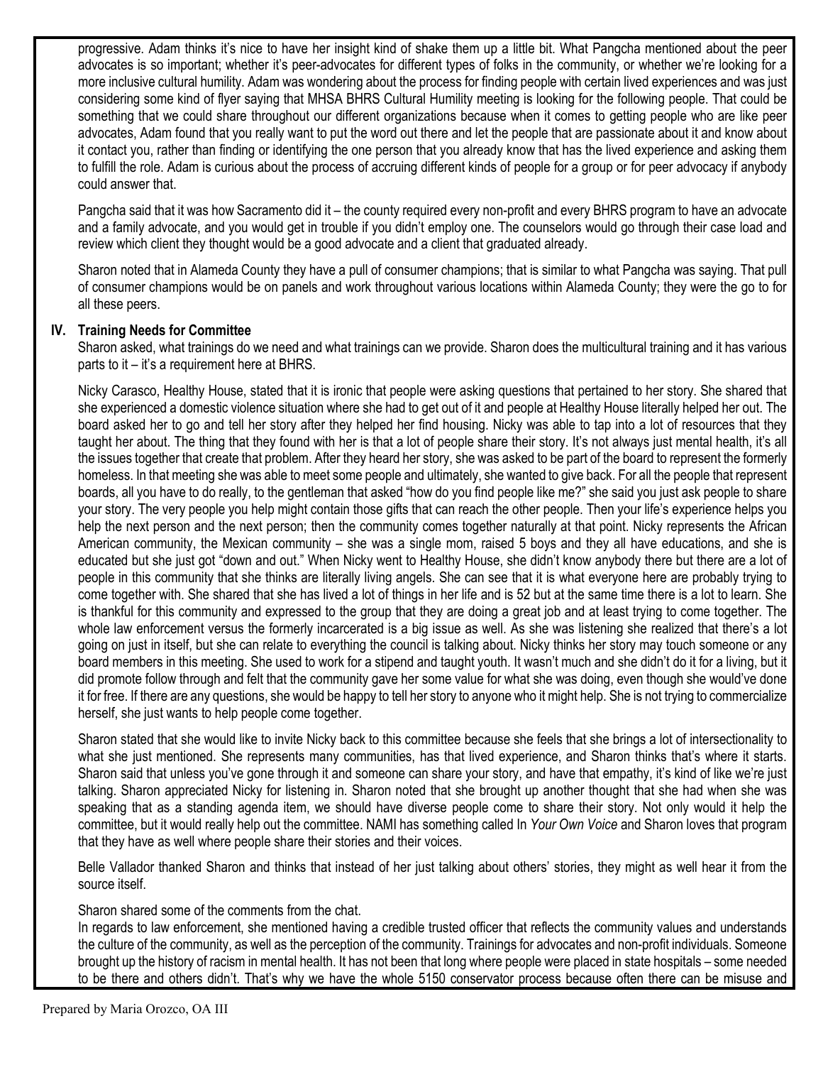progressive. Adam thinks it's nice to have her insight kind of shake them up a little bit. What Pangcha mentioned about the peer advocates is so important; whether it's peer-advocates for different types of folks in the community, or whether we're looking for a more inclusive cultural humility. Adam was wondering about the process for finding people with certain lived experiences and was just considering some kind of flyer saying that MHSA BHRS Cultural Humility meeting is looking for the following people. That could be something that we could share throughout our different organizations because when it comes to getting people who are like peer advocates, Adam found that you really want to put the word out there and let the people that are passionate about it and know about it contact you, rather than finding or identifying the one person that you already know that has the lived experience and asking them to fulfill the role. Adam is curious about the process of accruing different kinds of people for a group or for peer advocacy if anybody could answer that.

Pangcha said that it was how Sacramento did it – the county required every non-profit and every BHRS program to have an advocate and a family advocate, and you would get in trouble if you didn't employ one. The counselors would go through their case load and review which client they thought would be a good advocate and a client that graduated already.

Sharon noted that in Alameda County they have a pull of consumer champions; that is similar to what Pangcha was saying. That pull of consumer champions would be on panels and work throughout various locations within Alameda County; they were the go to for all these peers.

## IV. Training Needs for Committee

Sharon asked, what trainings do we need and what trainings can we provide. Sharon does the multicultural training and it has various parts to it – it's a requirement here at BHRS.

Nicky Carasco, Healthy House, stated that it is ironic that people were asking questions that pertained to her story. She shared that she experienced a domestic violence situation where she had to get out of it and people at Healthy House literally helped her out. The board asked her to go and tell her story after they helped her find housing. Nicky was able to tap into a lot of resources that they taught her about. The thing that they found with her is that a lot of people share their story. It's not always just mental health, it's all the issues together that create that problem. After they heard her story, she was asked to be part of the board to represent the formerly homeless. In that meeting she was able to meet some people and ultimately, she wanted to give back. For all the people that represent boards, all you have to do really, to the gentleman that asked "how do you find people like me?" she said you just ask people to share your story. The very people you help might contain those gifts that can reach the other people. Then your life's experience helps you help the next person and the next person; then the community comes together naturally at that point. Nicky represents the African American community, the Mexican community – she was a single mom, raised 5 boys and they all have educations, and she is educated but she just got "down and out." When Nicky went to Healthy House, she didn't know anybody there but there are a lot of people in this community that she thinks are literally living angels. She can see that it is what everyone here are probably trying to come together with. She shared that she has lived a lot of things in her life and is 52 but at the same time there is a lot to learn. She is thankful for this community and expressed to the group that they are doing a great job and at least trying to come together. The whole law enforcement versus the formerly incarcerated is a big issue as well. As she was listening she realized that there's a lot going on just in itself, but she can relate to everything the council is talking about. Nicky thinks her story may touch someone or any board members in this meeting. She used to work for a stipend and taught youth. It wasn't much and she didn't do it for a living, but it did promote follow through and felt that the community gave her some value for what she was doing, even though she would've done it for free. If there are any questions, she would be happy to tell her story to anyone who it might help. She is not trying to commercialize herself, she just wants to help people come together.

Sharon stated that she would like to invite Nicky back to this committee because she feels that she brings a lot of intersectionality to what she just mentioned. She represents many communities, has that lived experience, and Sharon thinks that's where it starts. Sharon said that unless you've gone through it and someone can share your story, and have that empathy, it's kind of like we're just talking. Sharon appreciated Nicky for listening in. Sharon noted that she brought up another thought that she had when she was speaking that as a standing agenda item, we should have diverse people come to share their story. Not only would it help the committee, but it would really help out the committee. NAMI has something called In *Your Own Voice* and Sharon loves that program that they have as well where people share their stories and their voices.

Belle Vallador thanked Sharon and thinks that instead of her just talking about others' stories, they might as well hear it from the source itself.

Sharon shared some of the comments from the chat.
In regards to law enforcement, she mentioned having a credible trusted officer that reflects the community values and understands the culture of the community, as well as the perception of the community. Trainings for advocates and non-profit individuals. Someone brought up the history of racism in mental health. It has not been that long where people were placed in state hospitals – some needed to be there and others didn't. That's why we have the whole 5150 conservator process because often there can be misuse and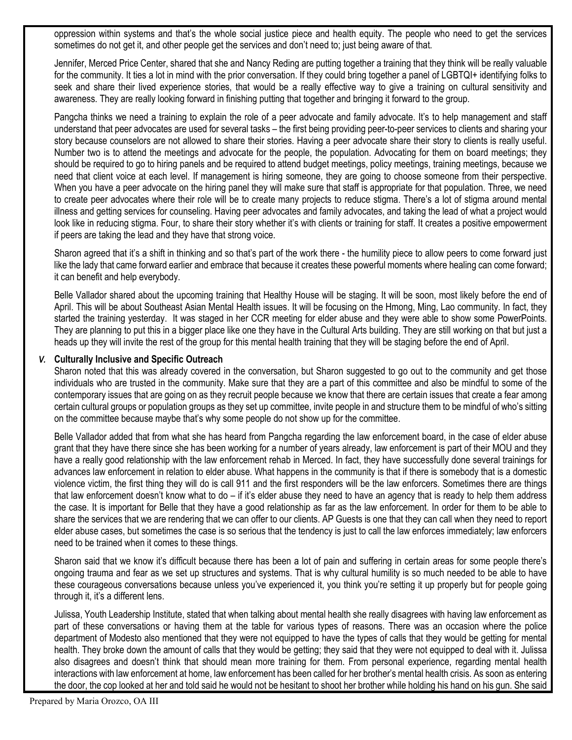oppression within systems and that's the whole social justice piece and health equity. The people who need to get the services sometimes do not get it, and other people get the services and don't need to; just being aware of that.

Jennifer, Merced Price Center, shared that she and Nancy Reding are putting together a training that they think will be really valuable for the community. It ties a lot in mind with the prior conversation. If they could bring together a panel of LGBTQI+ identifying folks to seek and share their lived experience stories, that would be a really effective way to give a training on cultural sensitivity and awareness. They are really looking forward in finishing putting that together and bringing it forward to the group.

Pangcha thinks we need a training to explain the role of a peer advocate and family advocate. It's to help management and staff understand that peer advocates are used for several tasks – the first being providing peer-to-peer services to clients and sharing your story because counselors are not allowed to share their stories. Having a peer advocate share their story to clients is really useful. Number two is to attend the meetings and advocate for the people, the population. Advocating for them on board meetings; they should be required to go to hiring panels and be required to attend budget meetings, policy meetings, training meetings, because we need that client voice at each level. If management is hiring someone, they are going to choose someone from their perspective. When you have a peer advocate on the hiring panel they will make sure that staff is appropriate for that population. Three, we need to create peer advocates where their role will be to create many projects to reduce stigma. There's a lot of stigma around mental illness and getting services for counseling. Having peer advocates and family advocates, and taking the lead of what a project would look like in reducing stigma. Four, to share their story whether it's with clients or training for staff. It creates a positive empowerment if peers are taking the lead and they have that strong voice.

Sharon agreed that it's a shift in thinking and so that's part of the work there - the humility piece to allow peers to come forward just like the lady that came forward earlier and embrace that because it creates these powerful moments where healing can come forward; it can benefit and help everybody.

Belle Vallador shared about the upcoming training that Healthy House will be staging. It will be soon, most likely before the end of April. This will be about Southeast Asian Mental Health issues. It will be focusing on the Hmong, Ming, Lao community. In fact, they started the training yesterday. It was staged in her CCR meeting for elder abuse and they were able to show some PowerPoints. They are planning to put this in a bigger place like one they have in the Cultural Arts building. They are still working on that but just a heads up they will invite the rest of the group for this mental health training that they will be staging before the end of April.

### *V.* Culturally Inclusive and Specific Outreach

Sharon noted that this was already covered in the conversation, but Sharon suggested to go out to the community and get those individuals who are trusted in the community. Make sure that they are a part of this committee and also be mindful to some of the contemporary issues that are going on as they recruit people because we know that there are certain issues that create a fear among certain cultural groups or population groups as they set up committee, invite people in and structure them to be mindful of who's sitting on the committee because maybe that's why some people do not show up for the committee.

Belle Vallador added that from what she has heard from Pangcha regarding the law enforcement board, in the case of elder abuse grant that they have there since she has been working for a number of years already, law enforcement is part of their MOU and they have a really good relationship with the law enforcement rehab in Merced. In fact, they have successfully done several trainings for advances law enforcement in relation to elder abuse. What happens in the community is that if there is somebody that is a domestic violence victim, the first thing they will do is call 911 and the first responders will be the law enforcers. Sometimes there are things that law enforcement doesn't know what to do – if it's elder abuse they need to have an agency that is ready to help them address the case. It is important for Belle that they have a good relationship as far as the law enforcement. In order for them to be able to share the services that we are rendering that we can offer to our clients. AP Guests is one that they can call when they need to report elder abuse cases, but sometimes the case is so serious that the tendency is just to call the law enforces immediately; law enforcers need to be trained when it comes to these things.

Sharon said that we know it's difficult because there has been a lot of pain and suffering in certain areas for some people there's ongoing trauma and fear as we set up structures and systems. That is why cultural humility is so much needed to be able to have these courageous conversations because unless you've experienced it, you think you're setting it up properly but for people going through it, it's a different lens.

Julissa, Youth Leadership Institute, stated that when talking about mental health she really disagrees with having law enforcement as part of these conversations or having them at the table for various types of reasons. There was an occasion where the police department of Modesto also mentioned that they were not equipped to have the types of calls that they would be getting for mental health. They broke down the amount of calls that they would be getting; they said that they were not equipped to deal with it. Julissa also disagrees and doesn't think that should mean more training for them. From personal experience, regarding mental health interactions with law enforcement at home, law enforcement has been called for her brother's mental health crisis. As soon as entering the door, the cop looked at her and told said he would not be hesitant to shoot her brother while holding his hand on his gun. She said

Prepared by Maria Orozco, OA III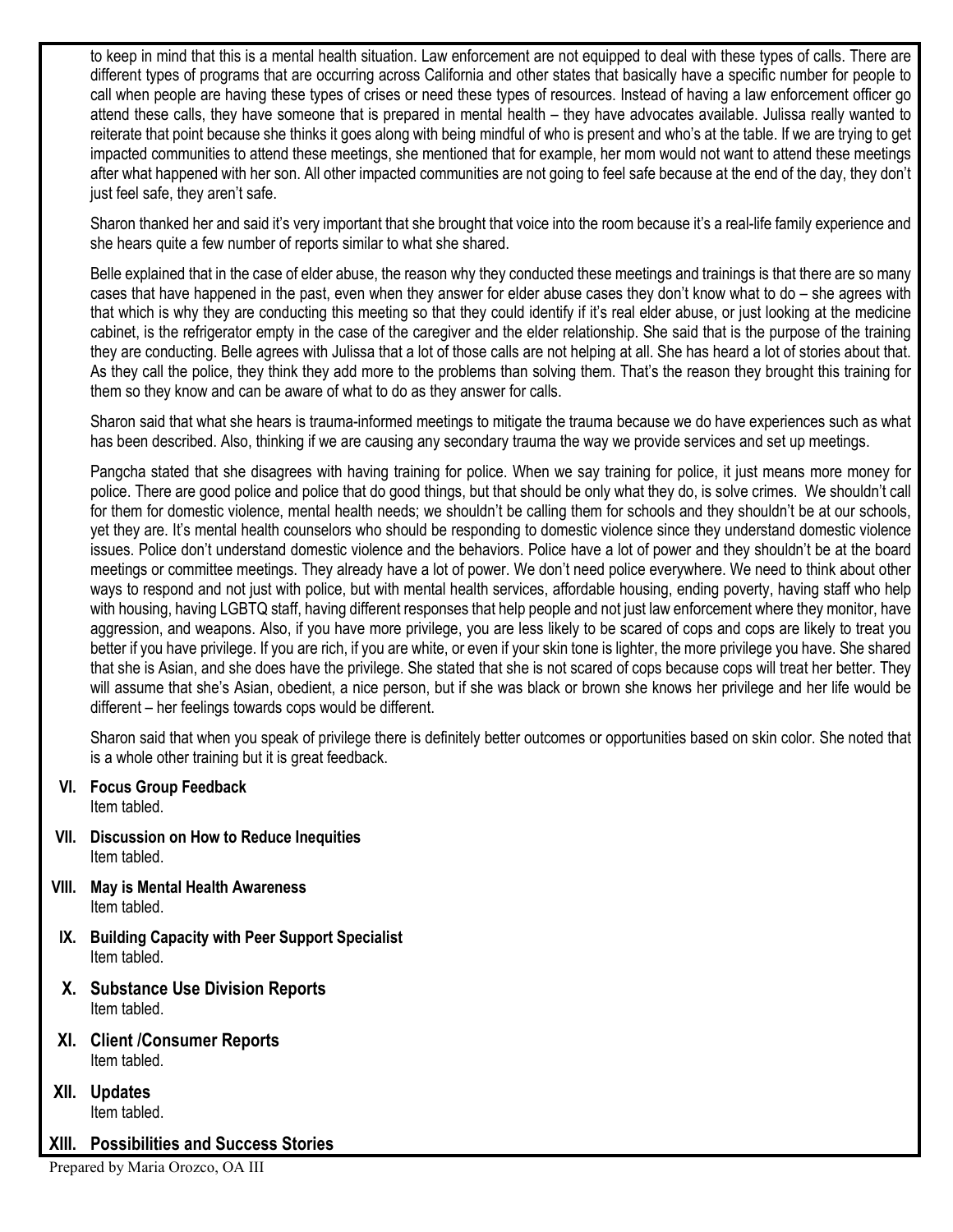to keep in mind that this is a mental health situation. Law enforcement are not equipped to deal with these types of calls. There are different types of programs that are occurring across California and other states that basically have a specific number for people to call when people are having these types of crises or need these types of resources. Instead of having a law enforcement officer go attend these calls, they have someone that is prepared in mental health – they have advocates available. Julissa really wanted to reiterate that point because she thinks it goes along with being mindful of who is present and who's at the table. If we are trying to get impacted communities to attend these meetings, she mentioned that for example, her mom would not want to attend these meetings after what happened with her son. All other impacted communities are not going to feel safe because at the end of the day, they don't just feel safe, they aren't safe.

Sharon thanked her and said it's very important that she brought that voice into the room because it's a real-life family experience and she hears quite a few number of reports similar to what she shared.

Belle explained that in the case of elder abuse, the reason why they conducted these meetings and trainings is that there are so many cases that have happened in the past, even when they answer for elder abuse cases they don't know what to do – she agrees with that which is why they are conducting this meeting so that they could identify if it's real elder abuse, or just looking at the medicine cabinet, is the refrigerator empty in the case of the caregiver and the elder relationship. She said that is the purpose of the training they are conducting. Belle agrees with Julissa that a lot of those calls are not helping at all. She has heard a lot of stories about that. As they call the police, they think they add more to the problems than solving them. That's the reason they brought this training for them so they know and can be aware of what to do as they answer for calls.

Sharon said that what she hears is trauma-informed meetings to mitigate the trauma because we do have experiences such as what has been described. Also, thinking if we are causing any secondary trauma the way we provide services and set up meetings.

Pangcha stated that she disagrees with having training for police. When we say training for police, it just means more money for police. There are good police and police that do good things, but that should be only what they do, is solve crimes. We shouldn't call for them for domestic violence, mental health needs; we shouldn't be calling them for schools and they shouldn't be at our schools, yet they are. It's mental health counselors who should be responding to domestic violence since they understand domestic violence issues. Police don't understand domestic violence and the behaviors. Police have a lot of power and they shouldn't be at the board meetings or committee meetings. They already have a lot of power. We don't need police everywhere. We need to think about other ways to respond and not just with police, but with mental health services, affordable housing, ending poverty, having staff who help with housing, having LGBTQ staff, having different responses that help people and not just law enforcement where they monitor, have aggression, and weapons. Also, if you have more privilege, you are less likely to be scared of cops and cops are likely to treat you better if you have privilege. If you are rich, if you are white, or even if your skin tone is lighter, the more privilege you have. She shared that she is Asian, and she does have the privilege. She stated that she is not scared of cops because cops will treat her better. They will assume that she's Asian, obedient, a nice person, but if she was black or brown she knows her privilege and her life would be different – her feelings towards cops would be different.

Sharon said that when you speak of privilege there is definitely better outcomes or opportunities based on skin color. She noted that is a whole other training but it is great feedback.

**VI. Focus Group Feedback**
Item tabled.

**VII. Discussion on How to Reduce Inequities**
Item tabled.

**VIII. May is Mental Health Awareness**
Item tabled.

**IX. Building Capacity with Peer Support Specialist**
Item tabled.

**X. Substance Use Division Reports**
Item tabled.

**XI. Client /Consumer Reports**
Item tabled.

**XII. Updates**
Item tabled.

**XIII. Possibilities and Success Stories**

Prepared by Maria Orozco, OA III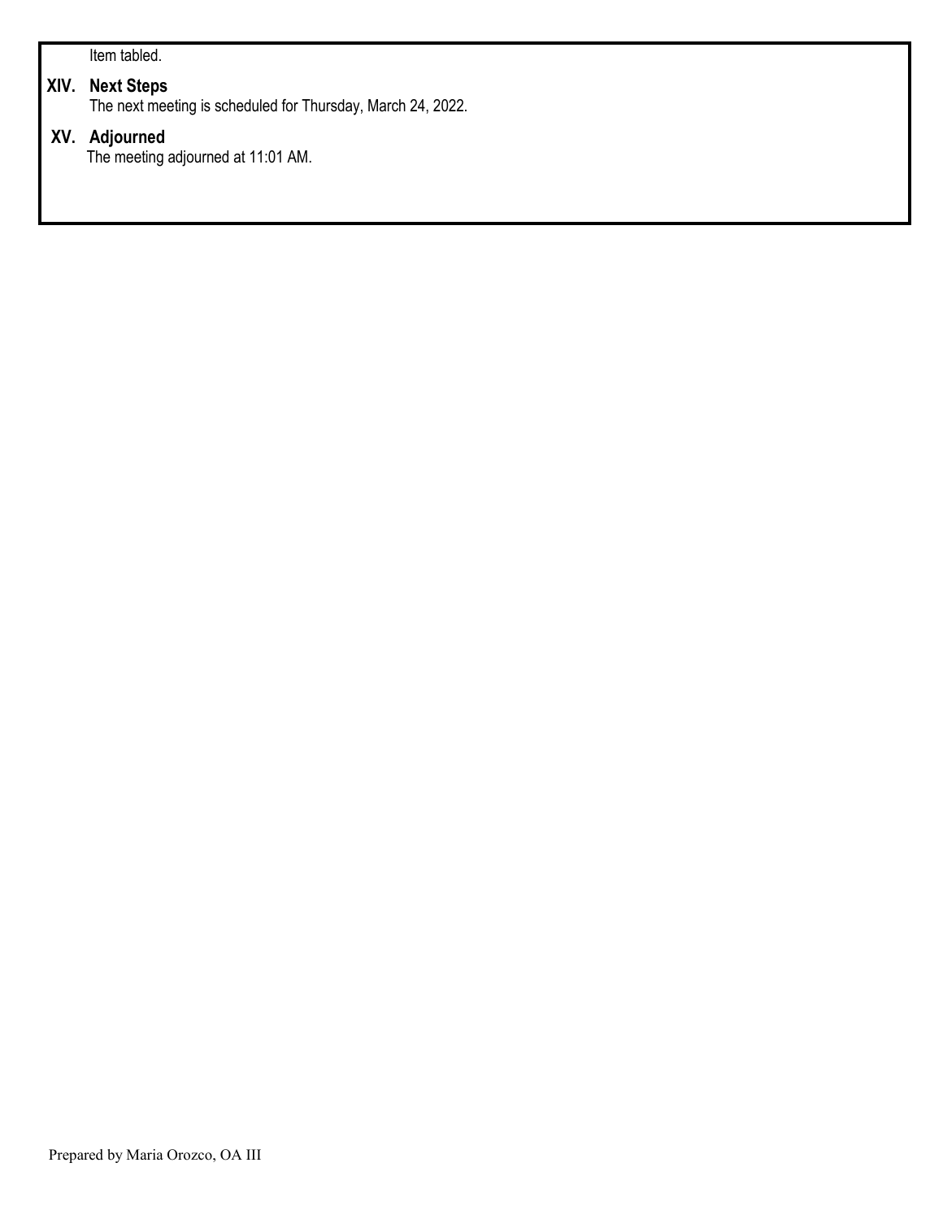Item tabled.

## XIV. Next Steps

The next meeting is scheduled for Thursday, March 24, 2022.

## XV. Adjourned

The meeting adjourned at 11:01 AM.

Prepared by Maria Orozco, OA III